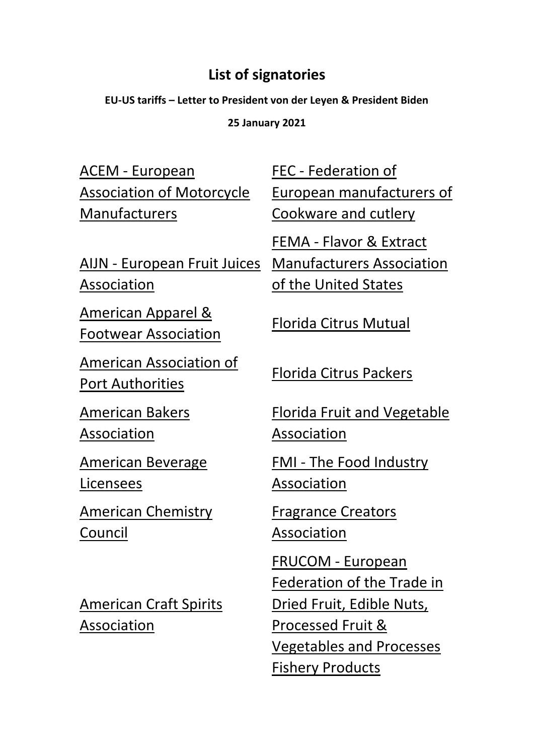# List of signatories

**EU-US tariffs – Letter to President von der Leyen & President Biden**

**25 January 2021**

- ACEM - European Association of Motorcycle Manufacturers
- AIJN - European Fruit Juices Association
- American Apparel & Footwear Association
- American Association of Port Authorities
- American Bakers Association
- American Beverage Licensees
- American Chemistry Council
- American Craft Spirits Association
- FEC - Federation of European manufacturers of Cookware and cutlery
- FEMA - Flavor & Extract Manufacturers Association of the United States
- Florida Citrus Mutual
- Florida Citrus Packers
- Florida Fruit and Vegetable Association
- FMI - The Food Industry Association
- Fragrance Creators Association
- FRUCOM - European Federation of the Trade in Dried Fruit, Edible Nuts, Processed Fruit & Vegetables and Processes Fishery Products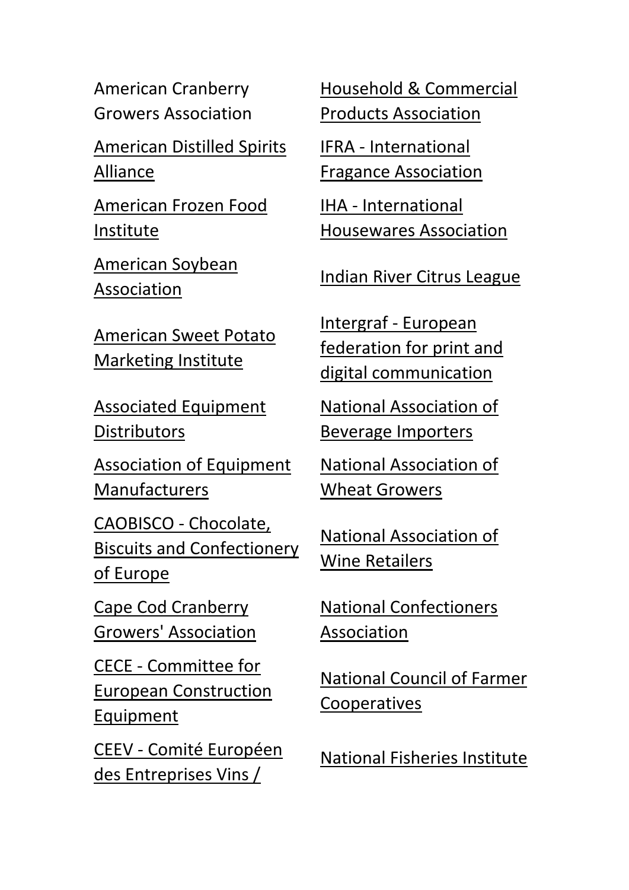American Cranberry Growers Association

American Distilled Spirits Alliance

American Frozen Food Institute

American Soybean Association

American Sweet Potato Marketing Institute

Associated Equipment Distributors

Association of Equipment Manufacturers

CAOBISCO - Chocolate, Biscuits and Confectionery of Europe

Cape Cod Cranberry Growers' Association

CECE - Committee for European Construction Equipment

CEEV - Comité Européen des Entreprises Vins /

Household & Commercial Products Association

IFRA - International Fragance Association

IHA - International Housewares Association

Indian River Citrus League

Intergraf - European federation for print and digital communication

National Association of Beverage Importers

National Association of Wheat Growers

National Association of Wine Retailers

National Confectioners Association

National Council of Farmer Cooperatives

National Fisheries Institute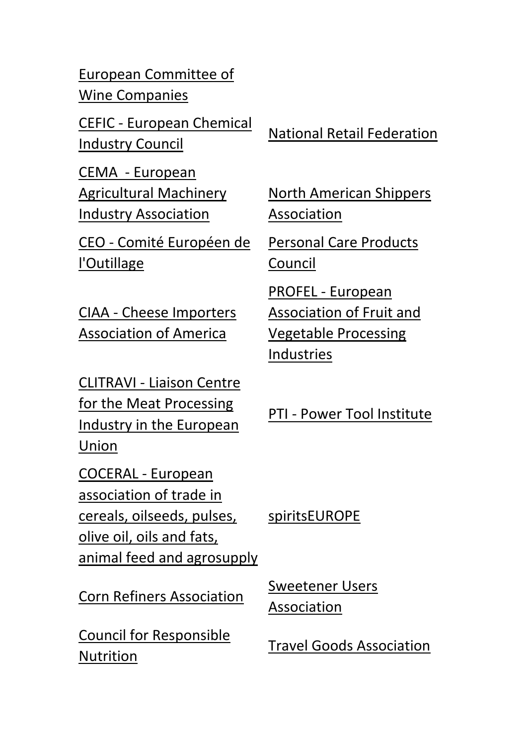European Committee of Wine Companies

CEFIC - European Chemical Industry Council

CEMA - European Agricultural Machinery Industry Association

CEO - Comité Européen de l'Outillage

CIAA - Cheese Importers Association of America

CLITRAVI - Liaison Centre for the Meat Processing Industry in the European Union

COCERAL - European association of trade in cereals, oilseeds, pulses, olive oil, oils and fats, animal feed and agrosupply

Corn Refiners Association

Council for Responsible Nutrition

National Retail Federation

North American Shippers Association

Personal Care Products Council

PROFEL - European Association of Fruit and Vegetable Processing Industries

PTI - Power Tool Institute

spiritsEUROPE

Sweetener Users Association

Travel Goods Association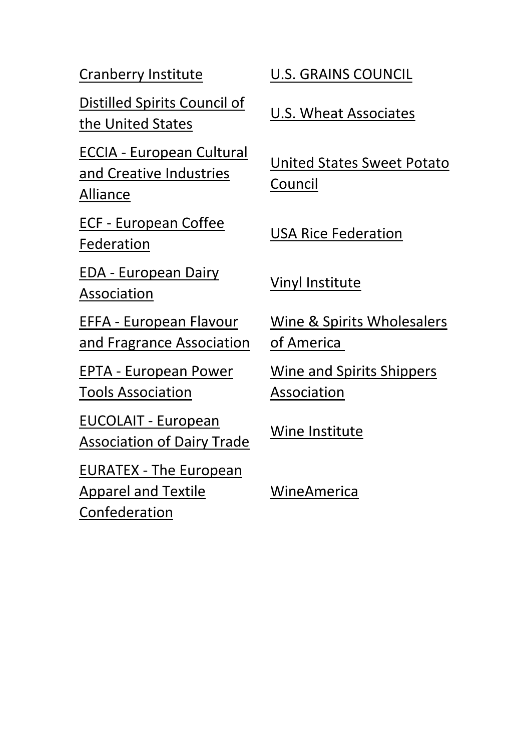Cranberry Institute

Distilled Spirits Council of the United States

ECCIA - European Cultural and Creative Industries Alliance

ECF - European Coffee Federation

EDA - European Dairy Association

EFFA - European Flavour and Fragrance Association

EPTA - European Power Tools Association

EUCOLAIT - European Association of Dairy Trade

EURATEX - The European Apparel and Textile Confederation

U.S. GRAINS COUNCIL

U.S. Wheat Associates

United States Sweet Potato Council

USA Rice Federation

Vinyl Institute

Wine & Spirits Wholesalers of America

Wine and Spirits Shippers Association

Wine Institute

WineAmerica